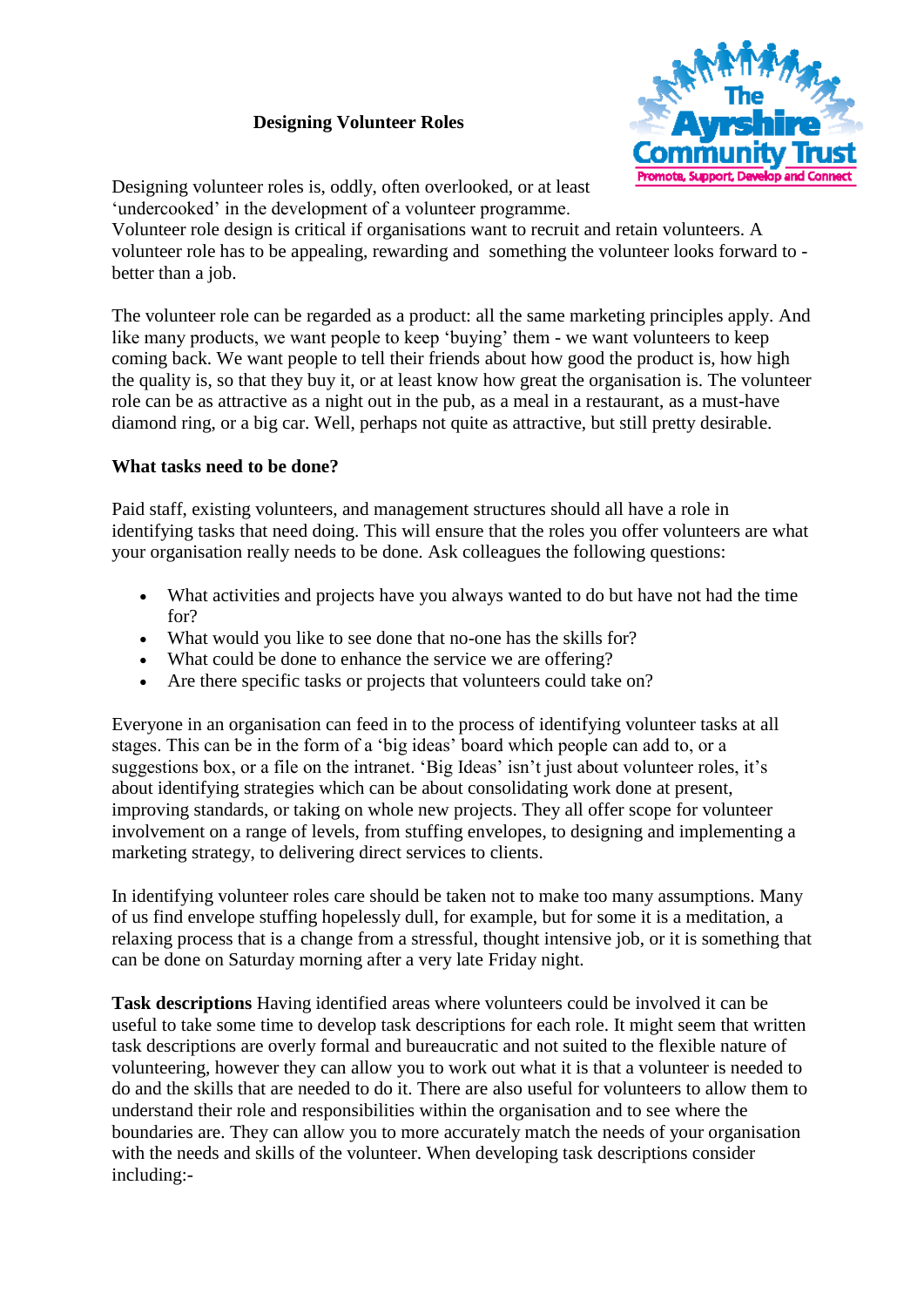# Designing Volunteer Roles

Designing volunteer roles is, oddly, often overlooked, or at least 'undercooked' in the development of a volunteer programme.
Volunteer role design is critical if organisations want to recruit and retain volunteers. A volunteer role has to be appealing, rewarding and something the volunteer looks forward to - better than a job.

The volunteer role can be regarded as a product: all the same marketing principles apply. And like many products, we want people to keep 'buying' them - we want volunteers to keep coming back. We want people to tell their friends about how good the product is, how high the quality is, so that they buy it, or at least know how great the organisation is. The volunteer role can be as attractive as a night out in the pub, as a meal in a restaurant, as a must-have diamond ring, or a big car. Well, perhaps not quite as attractive, but still pretty desirable.

**What tasks need to be done?**

Paid staff, existing volunteers, and management structures should all have a role in identifying tasks that need doing. This will ensure that the roles you offer volunteers are what your organisation really needs to be done. Ask colleagues the following questions:

- What activities and projects have you always wanted to do but have not had the time for?
- What would you like to see done that no-one has the skills for?
- What could be done to enhance the service we are offering?
- Are there specific tasks or projects that volunteers could take on?

Everyone in an organisation can feed in to the process of identifying volunteer tasks at all stages. This can be in the form of a 'big ideas' board which people can add to, or a suggestions box, or a file on the intranet. 'Big Ideas' isn't just about volunteer roles, it's about identifying strategies which can be about consolidating work done at present, improving standards, or taking on whole new projects. They all offer scope for volunteer involvement on a range of levels, from stuffing envelopes, to designing and implementing a marketing strategy, to delivering direct services to clients.

In identifying volunteer roles care should be taken not to make too many assumptions. Many of us find envelope stuffing hopelessly dull, for example, but for some it is a meditation, a relaxing process that is a change from a stressful, thought intensive job, or it is something that can be done on Saturday morning after a very late Friday night.

**Task descriptions** Having identified areas where volunteers could be involved it can be useful to take some time to develop task descriptions for each role. It might seem that written task descriptions are overly formal and bureaucratic and not suited to the flexible nature of volunteering, however they can allow you to work out what it is that a volunteer is needed to do and the skills that are needed to do it. There are also useful for volunteers to allow them to understand their role and responsibilities within the organisation and to see where the boundaries are. They can allow you to more accurately match the needs of your organisation with the needs and skills of the volunteer. When developing task descriptions consider including:-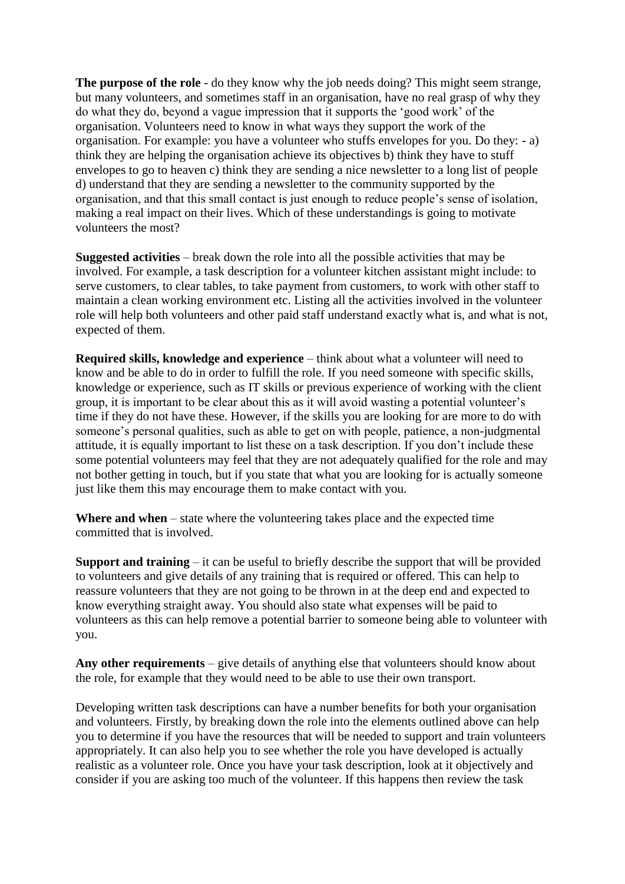**The purpose of the role** - do they know why the job needs doing? This might seem strange, but many volunteers, and sometimes staff in an organisation, have no real grasp of why they do what they do, beyond a vague impression that it supports the 'good work' of the organisation. Volunteers need to know in what ways they support the work of the organisation. For example: you have a volunteer who stuffs envelopes for you. Do they: - a) think they are helping the organisation achieve its objectives b) think they have to stuff envelopes to go to heaven c) think they are sending a nice newsletter to a long list of people d) understand that they are sending a newsletter to the community supported by the organisation, and that this small contact is just enough to reduce people's sense of isolation, making a real impact on their lives. Which of these understandings is going to motivate volunteers the most?

**Suggested activities** – break down the role into all the possible activities that may be involved. For example, a task description for a volunteer kitchen assistant might include: to serve customers, to clear tables, to take payment from customers, to work with other staff to maintain a clean working environment etc. Listing all the activities involved in the volunteer role will help both volunteers and other paid staff understand exactly what is, and what is not, expected of them.

**Required skills, knowledge and experience** – think about what a volunteer will need to know and be able to do in order to fulfill the role. If you need someone with specific skills, knowledge or experience, such as IT skills or previous experience of working with the client group, it is important to be clear about this as it will avoid wasting a potential volunteer's time if they do not have these. However, if the skills you are looking for are more to do with someone's personal qualities, such as able to get on with people, patience, a non-judgmental attitude, it is equally important to list these on a task description. If you don't include these some potential volunteers may feel that they are not adequately qualified for the role and may not bother getting in touch, but if you state that what you are looking for is actually someone just like them this may encourage them to make contact with you.

**Where and when** – state where the volunteering takes place and the expected time committed that is involved.

**Support and training** – it can be useful to briefly describe the support that will be provided to volunteers and give details of any training that is required or offered. This can help to reassure volunteers that they are not going to be thrown in at the deep end and expected to know everything straight away. You should also state what expenses will be paid to volunteers as this can help remove a potential barrier to someone being able to volunteer with you.

**Any other requirements** – give details of anything else that volunteers should know about the role, for example that they would need to be able to use their own transport.

Developing written task descriptions can have a number benefits for both your organisation and volunteers. Firstly, by breaking down the role into the elements outlined above can help you to determine if you have the resources that will be needed to support and train volunteers appropriately. It can also help you to see whether the role you have developed is actually realistic as a volunteer role. Once you have your task description, look at it objectively and consider if you are asking too much of the volunteer. If this happens then review the task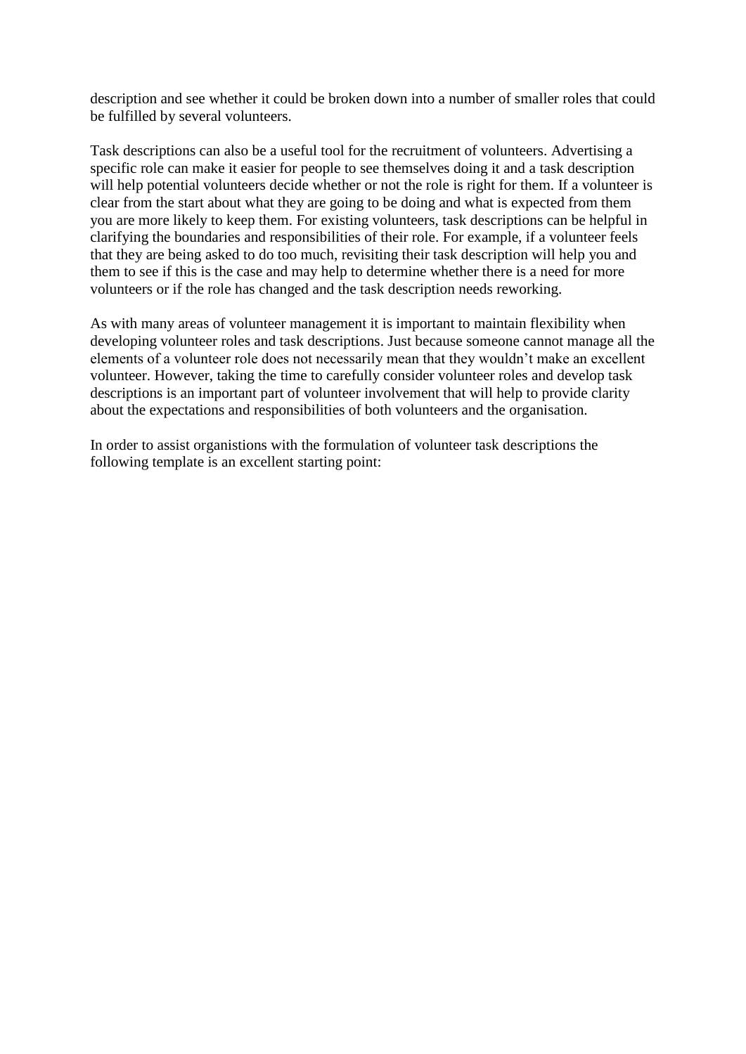description and see whether it could be broken down into a number of smaller roles that could be fulfilled by several volunteers.

Task descriptions can also be a useful tool for the recruitment of volunteers. Advertising a specific role can make it easier for people to see themselves doing it and a task description will help potential volunteers decide whether or not the role is right for them. If a volunteer is clear from the start about what they are going to be doing and what is expected from them you are more likely to keep them. For existing volunteers, task descriptions can be helpful in clarifying the boundaries and responsibilities of their role. For example, if a volunteer feels that they are being asked to do too much, revisiting their task description will help you and them to see if this is the case and may help to determine whether there is a need for more volunteers or if the role has changed and the task description needs reworking.

As with many areas of volunteer management it is important to maintain flexibility when developing volunteer roles and task descriptions. Just because someone cannot manage all the elements of a volunteer role does not necessarily mean that they wouldn't make an excellent volunteer. However, taking the time to carefully consider volunteer roles and develop task descriptions is an important part of volunteer involvement that will help to provide clarity about the expectations and responsibilities of both volunteers and the organisation.

In order to assist organistions with the formulation of volunteer task descriptions the following template is an excellent starting point: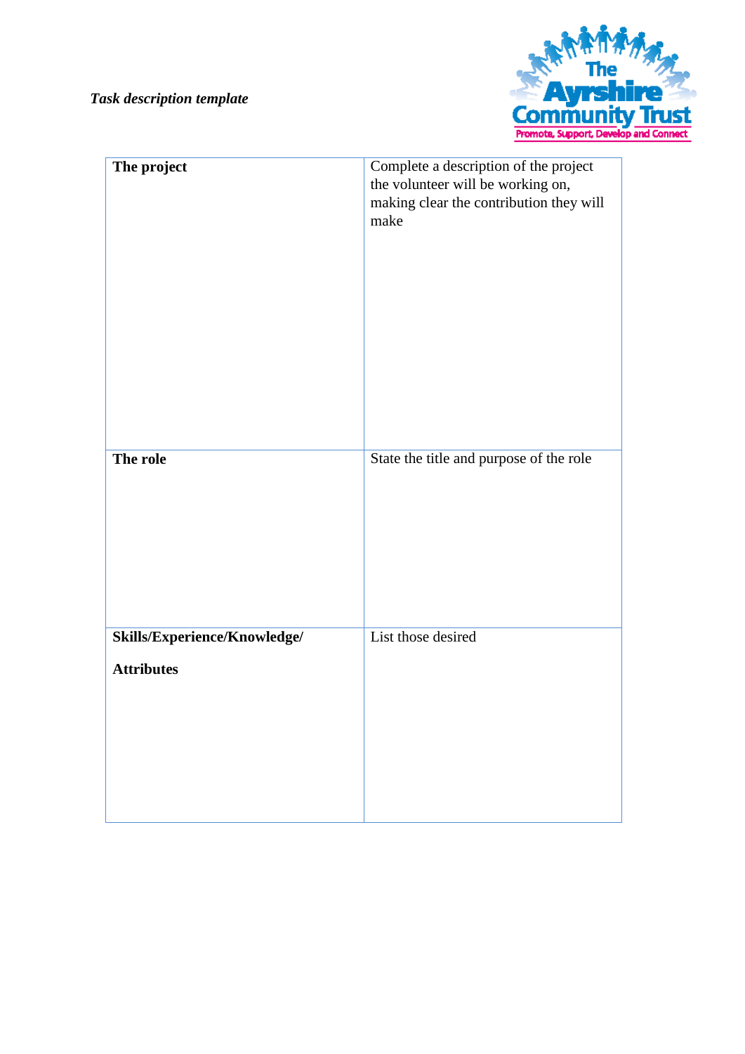*Task description template*

The Ayrshire Community Trust
Promote, Support, Develop and Connect

| **The project** | Complete a description of the project the volunteer will be working on, making clear the contribution they will make |
|---|---|
| **The role** | State the title and purpose of the role |
| **Skills/Experience/Knowledge/ Attributes** | List those desired |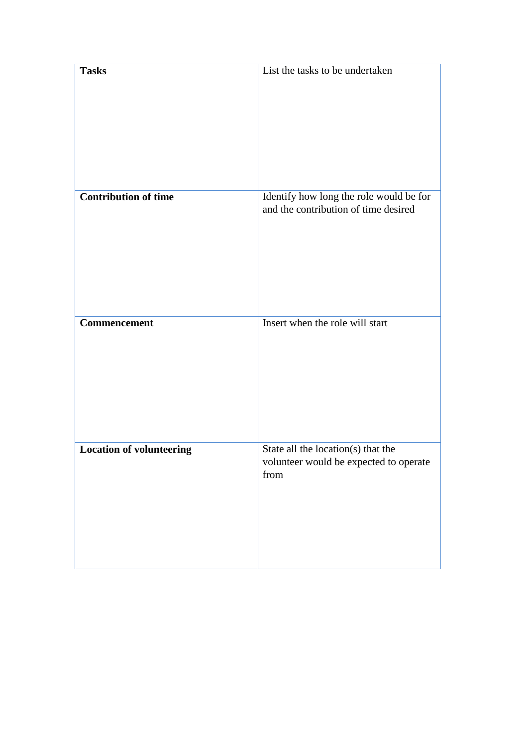| **Tasks** | List the tasks to be undertaken |
|---|---|
| **Contribution of time** | Identify how long the role would be for and the contribution of time desired |
| **Commencement** | Insert when the role will start |
| **Location of volunteering** | State all the location(s) that the volunteer would be expected to operate from |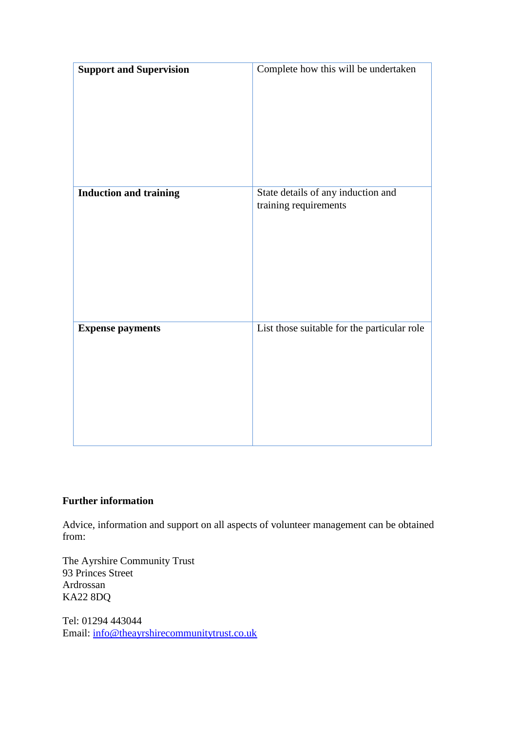| | |
|---|---|
| **Support and Supervision** | Complete how this will be undertaken |
| **Induction and training** | State details of any induction and training requirements |
| **Expense payments** | List those suitable for the particular role |

**Further information**

Advice, information and support on all aspects of volunteer management can be obtained from:

The Ayrshire Community Trust
93 Princes Street
Ardrossan
KA22 8DQ

Tel: 01294 443044
Email: info@theayrshirecommunitytrust.co.uk